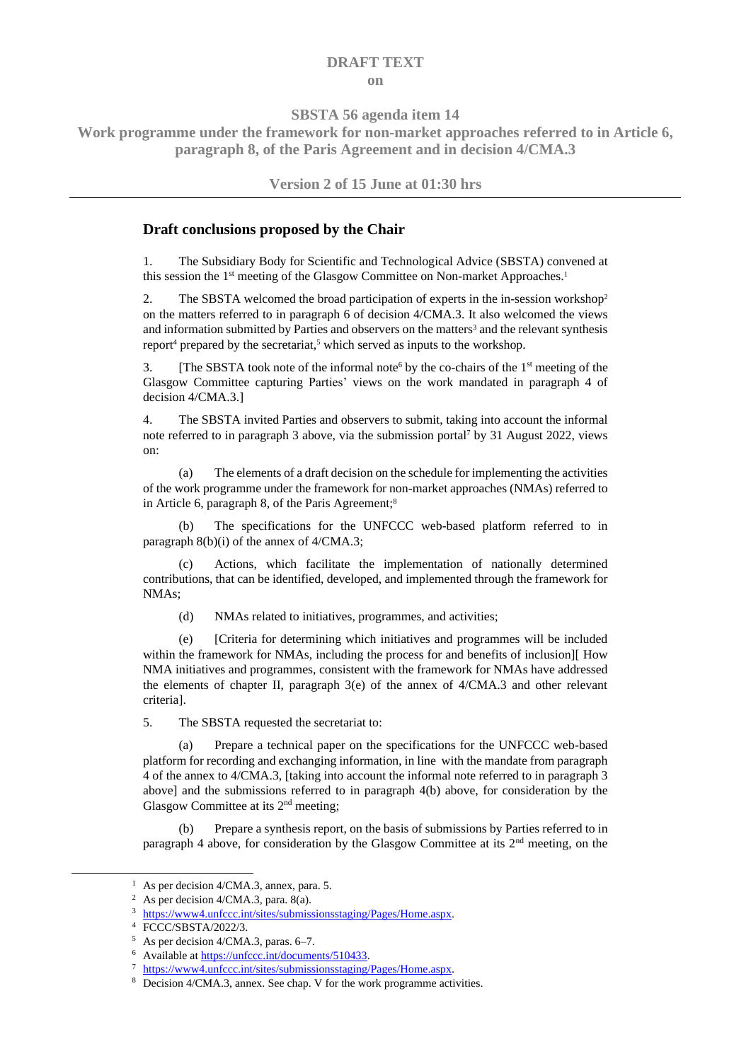**DRAFT TEXT**

**on**

**SBSTA 56 agenda item 14**

**Work programme under the framework for non-market approaches referred to in Article 6, paragraph 8, of the Paris Agreement and in decision 4/CMA.3**

**Version 2 of 15 June at 01:30 hrs**

---

## Draft conclusions proposed by the Chair

1. The Subsidiary Body for Scientific and Technological Advice (SBSTA) convened at this session the 1st meeting of the Glasgow Committee on Non-market Approaches.[1]

2. The SBSTA welcomed the broad participation of experts in the in-session workshop[2] on the matters referred to in paragraph 6 of decision 4/CMA.3. It also welcomed the views and information submitted by Parties and observers on the matters[3] and the relevant synthesis report[4] prepared by the secretariat,[5] which served as inputs to the workshop.

3. [The SBSTA took note of the informal note[6] by the co-chairs of the 1st meeting of the Glasgow Committee capturing Parties' views on the work mandated in paragraph 4 of decision 4/CMA.3.]

4. The SBSTA invited Parties and observers to submit, taking into account the informal note referred to in paragraph 3 above, via the submission portal[7] by 31 August 2022, views on:

   (a) The elements of a draft decision on the schedule for implementing the activities of the work programme under the framework for non-market approaches (NMAs) referred to in Article 6, paragraph 8, of the Paris Agreement;[8]

   (b) The specifications for the UNFCCC web-based platform referred to in paragraph 8(b)(i) of the annex of 4/CMA.3;

   (c) Actions, which facilitate the implementation of nationally determined contributions, that can be identified, developed, and implemented through the framework for NMAs;

   (d) NMAs related to initiatives, programmes, and activities;

   (e) [Criteria for determining which initiatives and programmes will be included within the framework for NMAs, including the process for and benefits of inclusion][ How NMA initiatives and programmes, consistent with the framework for NMAs have addressed the elements of chapter II, paragraph 3(e) of the annex of 4/CMA.3 and other relevant criteria].

5. The SBSTA requested the secretariat to:

   (a) Prepare a technical paper on the specifications for the UNFCCC web-based platform for recording and exchanging information, in line with the mandate from paragraph 4 of the annex to 4/CMA.3, [taking into account the informal note referred to in paragraph 3 above] and the submissions referred to in paragraph 4(b) above, for consideration by the Glasgow Committee at its 2nd meeting;

   (b) Prepare a synthesis report, on the basis of submissions by Parties referred to in paragraph 4 above, for consideration by the Glasgow Committee at its 2nd meeting, on the

---

[1] As per decision 4/CMA.3, annex, para. 5.

[2] As per decision 4/CMA.3, para. 8(a).

[3] https://www4.unfccc.int/sites/submissionsstaging/Pages/Home.aspx.

[4] FCCC/SBSTA/2022/3.

[5] As per decision 4/CMA.3, paras. 6–7.

[6] Available at https://unfccc.int/documents/510433.

[7] https://www4.unfccc.int/sites/submissionsstaging/Pages/Home.aspx.

[8] Decision 4/CMA.3, annex. See chap. V for the work programme activities.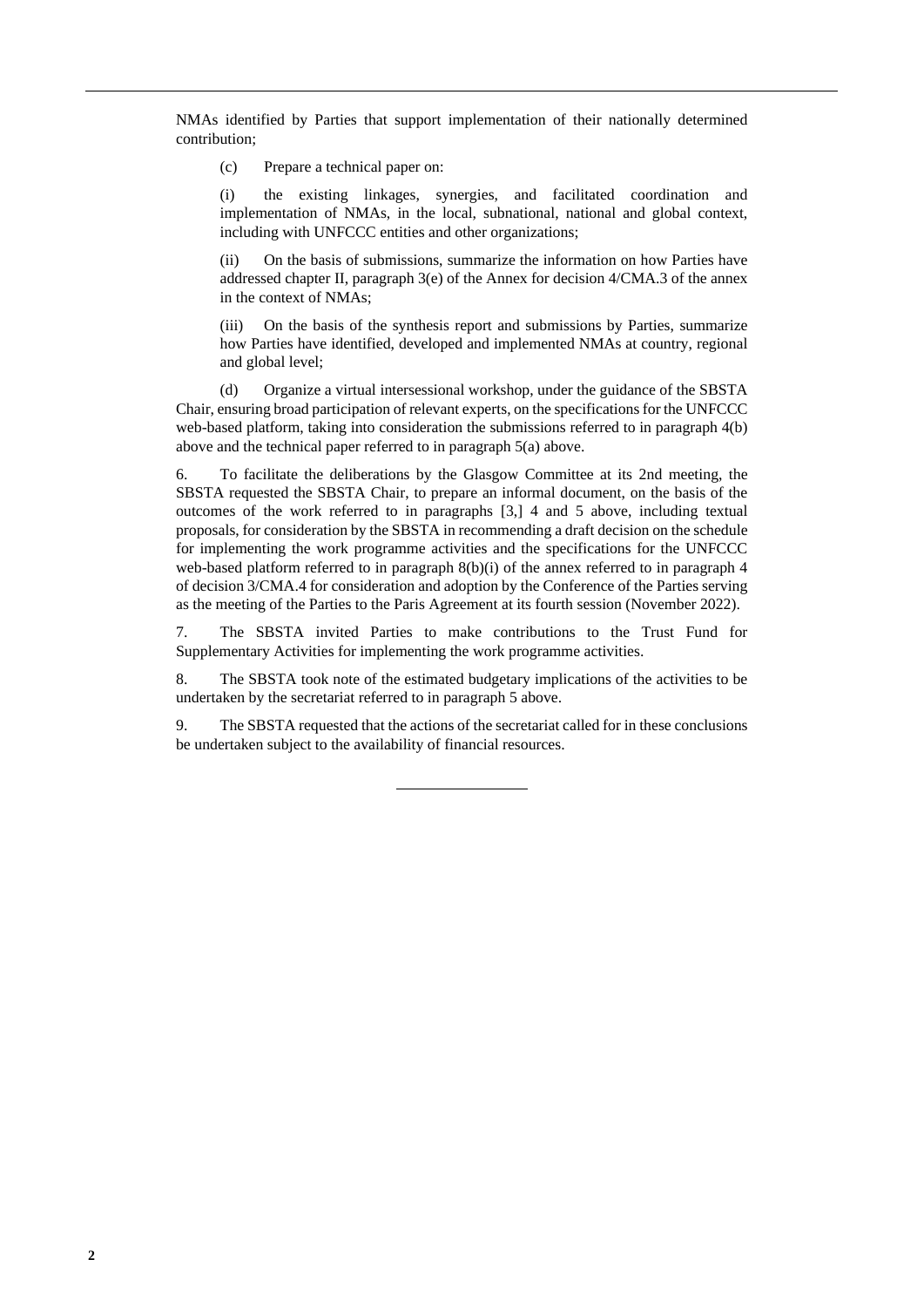NMAs identified by Parties that support implementation of their nationally determined contribution;

(c) Prepare a technical paper on:

(i) the existing linkages, synergies, and facilitated coordination and implementation of NMAs, in the local, subnational, national and global context, including with UNFCCC entities and other organizations;

(ii) On the basis of submissions, summarize the information on how Parties have addressed chapter II, paragraph 3(e) of the Annex for decision 4/CMA.3 of the annex in the context of NMAs;

(iii) On the basis of the synthesis report and submissions by Parties, summarize how Parties have identified, developed and implemented NMAs at country, regional and global level;

(d) Organize a virtual intersessional workshop, under the guidance of the SBSTA Chair, ensuring broad participation of relevant experts, on the specifications for the UNFCCC web-based platform, taking into consideration the submissions referred to in paragraph 4(b) above and the technical paper referred to in paragraph 5(a) above.

6. To facilitate the deliberations by the Glasgow Committee at its 2nd meeting, the SBSTA requested the SBSTA Chair, to prepare an informal document, on the basis of the outcomes of the work referred to in paragraphs [3,] 4 and 5 above, including textual proposals, for consideration by the SBSTA in recommending a draft decision on the schedule for implementing the work programme activities and the specifications for the UNFCCC web-based platform referred to in paragraph 8(b)(i) of the annex referred to in paragraph 4 of decision 3/CMA.4 for consideration and adoption by the Conference of the Parties serving as the meeting of the Parties to the Paris Agreement at its fourth session (November 2022).

7. The SBSTA invited Parties to make contributions to the Trust Fund for Supplementary Activities for implementing the work programme activities.

8. The SBSTA took note of the estimated budgetary implications of the activities to be undertaken by the secretariat referred to in paragraph 5 above.

9. The SBSTA requested that the actions of the secretariat called for in these conclusions be undertaken subject to the availability of financial resources.